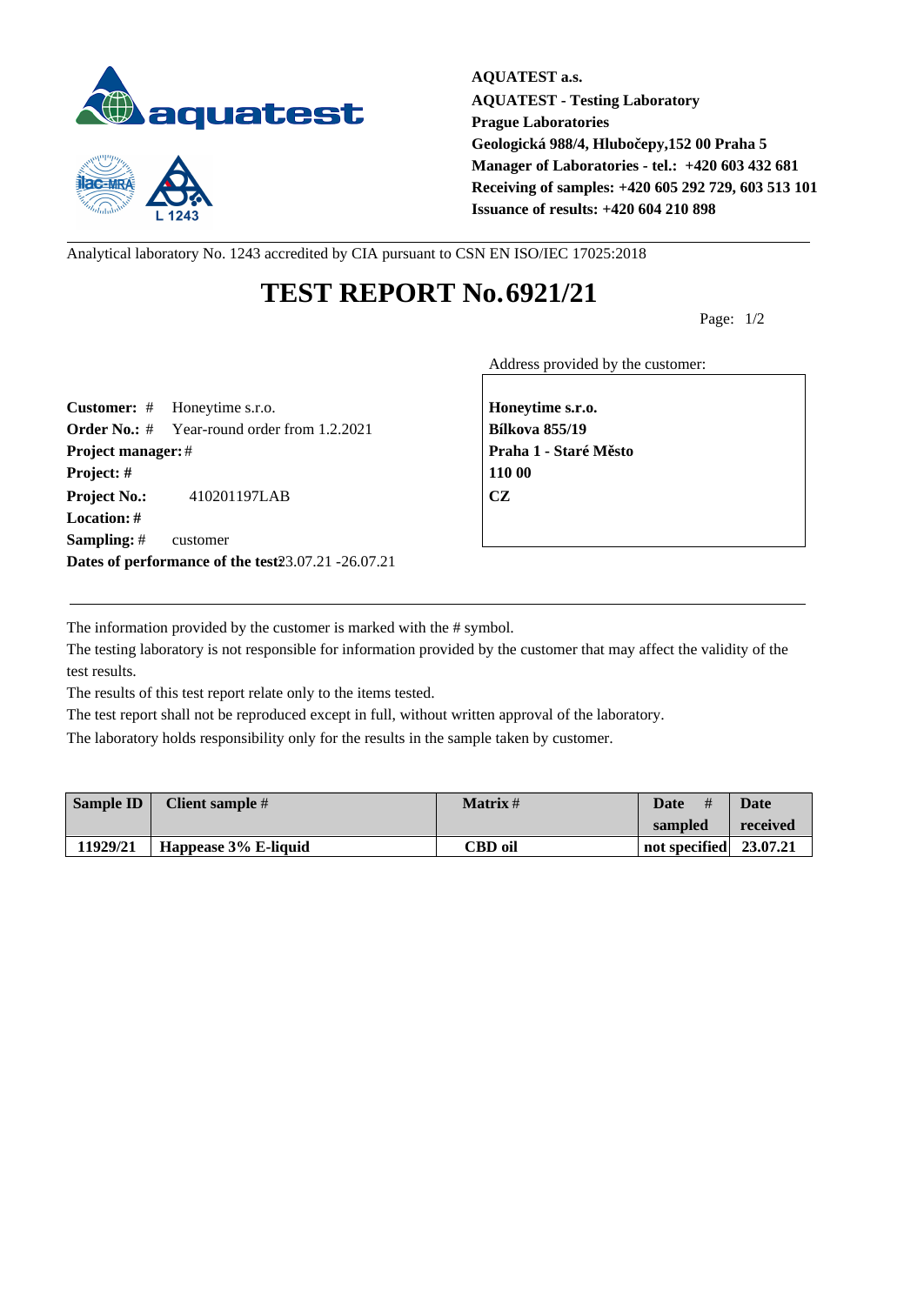**AQUATEST a.s.**
**AQUATEST - Testing Laboratory**
**Prague Laboratories**
**Geologická 988/4, Hlubočepy,152 00 Praha 5**
**Manager of Laboratories - tel.: +420 603 432 681**
**Receiving of samples: +420 605 292 729, 603 513 101**
**Issuance of results: +420 604 210 898**

Analytical laboratory No. 1243 accredited by CIA pursuant to CSN EN ISO/IEC 17025:2018

# TEST REPORT No.6921/21

Page: 1/2

**Customer:** # Honeytime s.r.o.
**Order No.:** # Year-round order from 1.2.2021
**Project manager:** #
**Project:** #
**Project No.:** 410201197LAB
**Location:** #
**Sampling:** # customer
**Dates of performance of the test:** 23.07.21 -26.07.21

Address provided by the customer:

**Honeytime s.r.o.**
**Bílkova 855/19**
**Praha 1 - Staré Město**
**110 00**
**CZ**

The information provided by the customer is marked with the # symbol.

The testing laboratory is not responsible for information provided by the customer that may affect the validity of the test results.

The results of this test report relate only to the items tested.

The test report shall not be reproduced except in full, without written approval of the laboratory.

The laboratory holds responsibility only for the results in the sample taken by customer.

| Sample ID | Client sample # | Matrix # | Date # sampled | Date received |
|---|---|---|---|---|
| 11929/21 | Happease 3% E-liquid | CBD oil | not specified | 23.07.21 |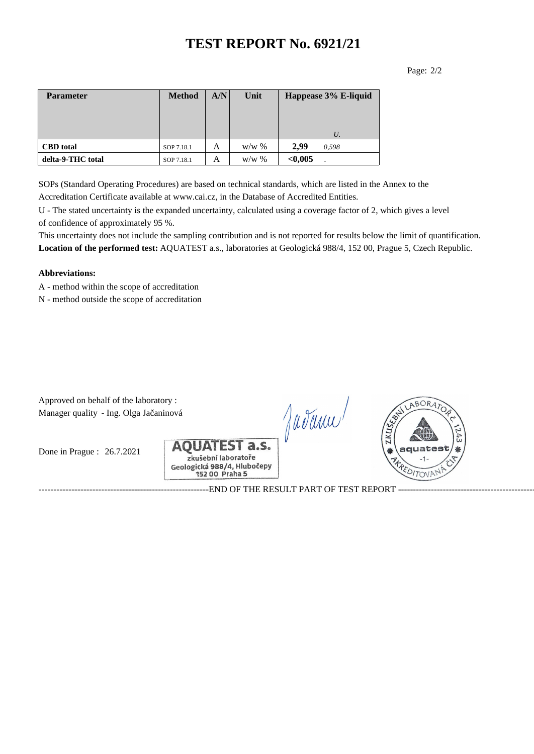# TEST REPORT No. 6921/21

| Parameter | Method | A/N | Unit | Happease 3% E-liquid | |
|---|---|---|---|---|---|
| | | | | | *U.* |
| **CBD total** | SOP 7.18.1 | A | w/w % | **2,99** | *0,598* |
| **delta-9-THC total** | SOP 7.18.1 | A | w/w % | **<0,005** | - |

SOPs (Standard Operating Procedures) are based on technical standards, which are listed in the Annex to the Accreditation Certificate available at www.cai.cz, in the Database of Accredited Entities.

U - The stated uncertainty is the expanded uncertainty, calculated using a coverage factor of 2, which gives a level of confidence of approximately 95 %.

This uncertainty does not include the sampling contribution and is not reported for results below the limit of quantification.

**Location of the performed test:** AQUATEST a.s., laboratories at Geologická 988/4, 152 00, Prague 5, Czech Republic.

**Abbreviations:**

A - method within the scope of accreditation

N - method outside the scope of accreditation

Approved on behalf of the laboratory :
Manager quality - Ing. Olga Jačaninová

Done in Prague : 26.7.2021

AQUATEST a.s.
zkušební laboratoře
Geologická 988/4, Hlubočepy
152 00 Praha 5

ZKUŠEBNÍ LABORATOŘ č. 1243 aquatest -1- AKREDITOVANÁ ČIA

---------------------------------------------------------END OF THE RESULT PART OF TEST REPORT ---------------------------------------------------------